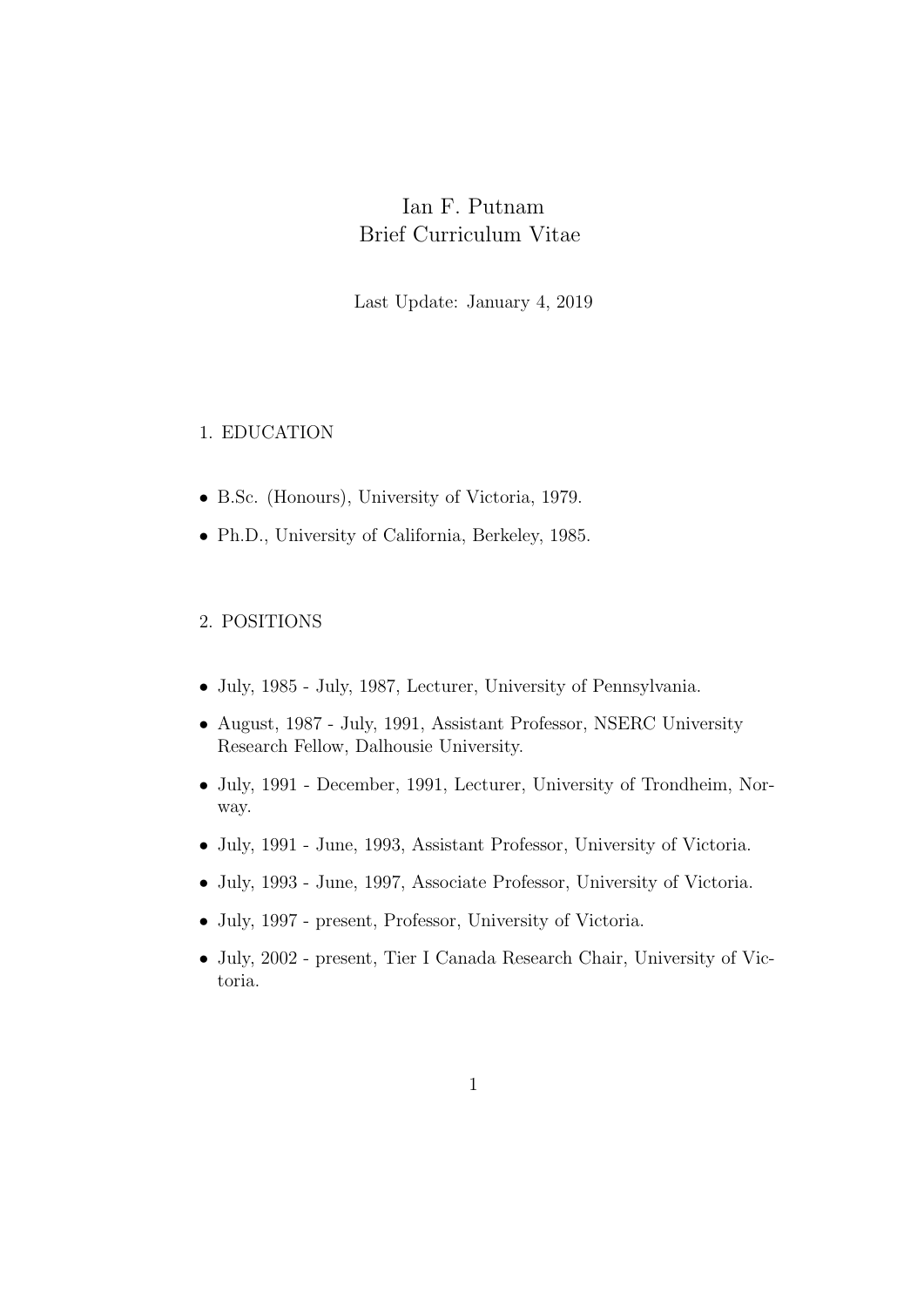# Ian F. Putnam
## Brief Curriculum Vitae

Last Update: January 4, 2019

### 1. EDUCATION

- B.Sc. (Honours), University of Victoria, 1979.
- Ph.D., University of California, Berkeley, 1985.

### 2. POSITIONS

- July, 1985 - July, 1987, Lecturer, University of Pennsylvania.
- August, 1987 - July, 1991, Assistant Professor, NSERC University Research Fellow, Dalhousie University.
- July, 1991 - December, 1991, Lecturer, University of Trondheim, Norway.
- July, 1991 - June, 1993, Assistant Professor, University of Victoria.
- July, 1993 - June, 1997, Associate Professor, University of Victoria.
- July, 1997 - present, Professor, University of Victoria.
- July, 2002 - present, Tier I Canada Research Chair, University of Victoria.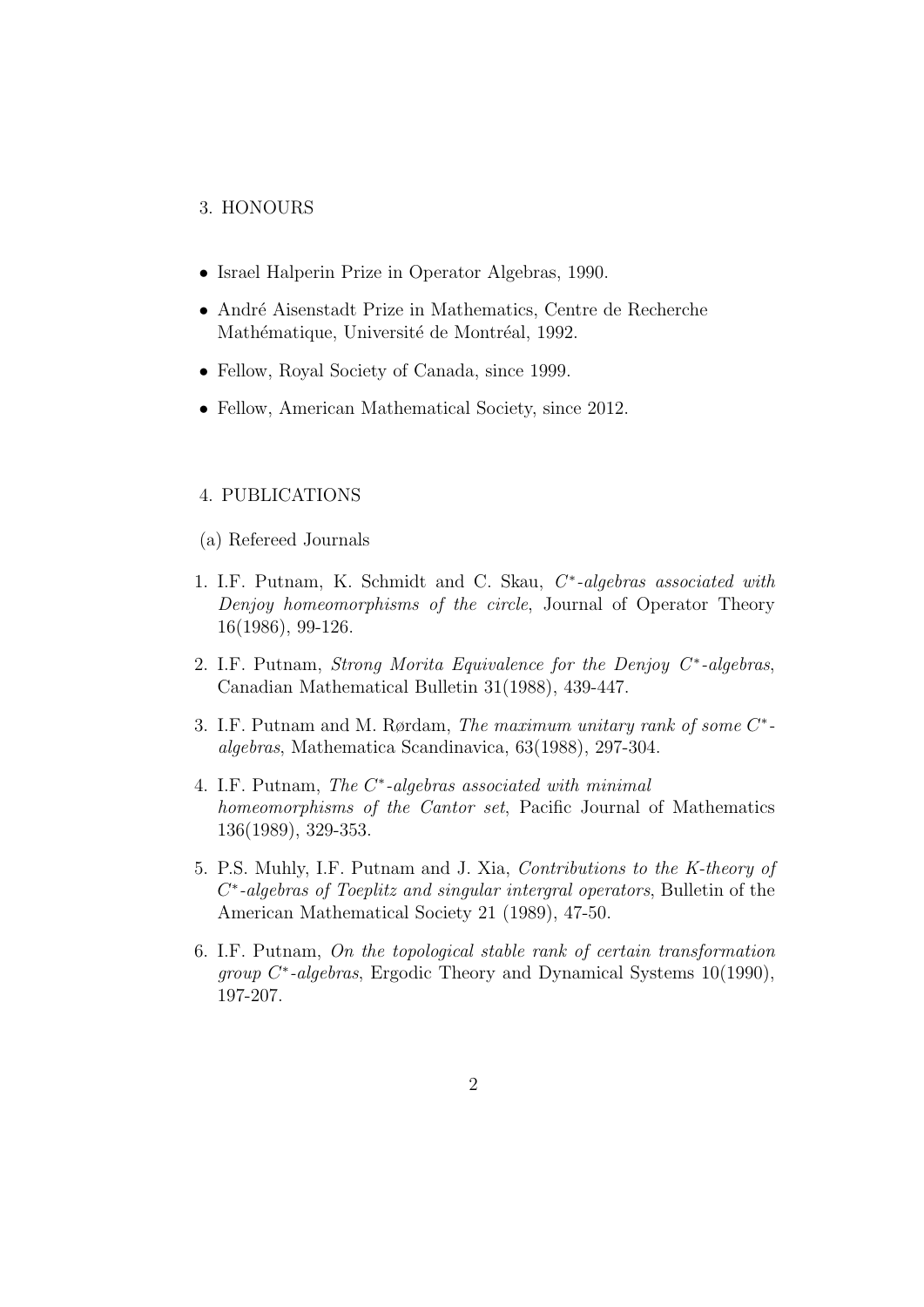## 3. HONOURS

- Israel Halperin Prize in Operator Algebras, 1990.
- André Aisenstadt Prize in Mathematics, Centre de Recherche Mathématique, Université de Montréal, 1992.
- Fellow, Royal Society of Canada, since 1999.
- Fellow, American Mathematical Society, since 2012.

## 4. PUBLICATIONS

### (a) Refereed Journals

1. I.F. Putnam, K. Schmidt and C. Skau, *$C^*$-algebras associated with Denjoy homeomorphisms of the circle*, Journal of Operator Theory 16(1986), 99-126.
2. I.F. Putnam, *Strong Morita Equivalence for the Denjoy $C^*$-algebras*, Canadian Mathematical Bulletin 31(1988), 439-447.
3. I.F. Putnam and M. Rørdam, *The maximum unitary rank of some $C^*$-algebras*, Mathematica Scandinavica, 63(1988), 297-304.
4. I.F. Putnam, *The $C^*$-algebras associated with minimal homeomorphisms of the Cantor set*, Pacific Journal of Mathematics 136(1989), 329-353.
5. P.S. Muhly, I.F. Putnam and J. Xia, *Contributions to the K-theory of $C^*$-algebras of Toeplitz and singular intergral operators*, Bulletin of the American Mathematical Society 21 (1989), 47-50.
6. I.F. Putnam, *On the topological stable rank of certain transformation group $C^*$-algebras*, Ergodic Theory and Dynamical Systems 10(1990), 197-207.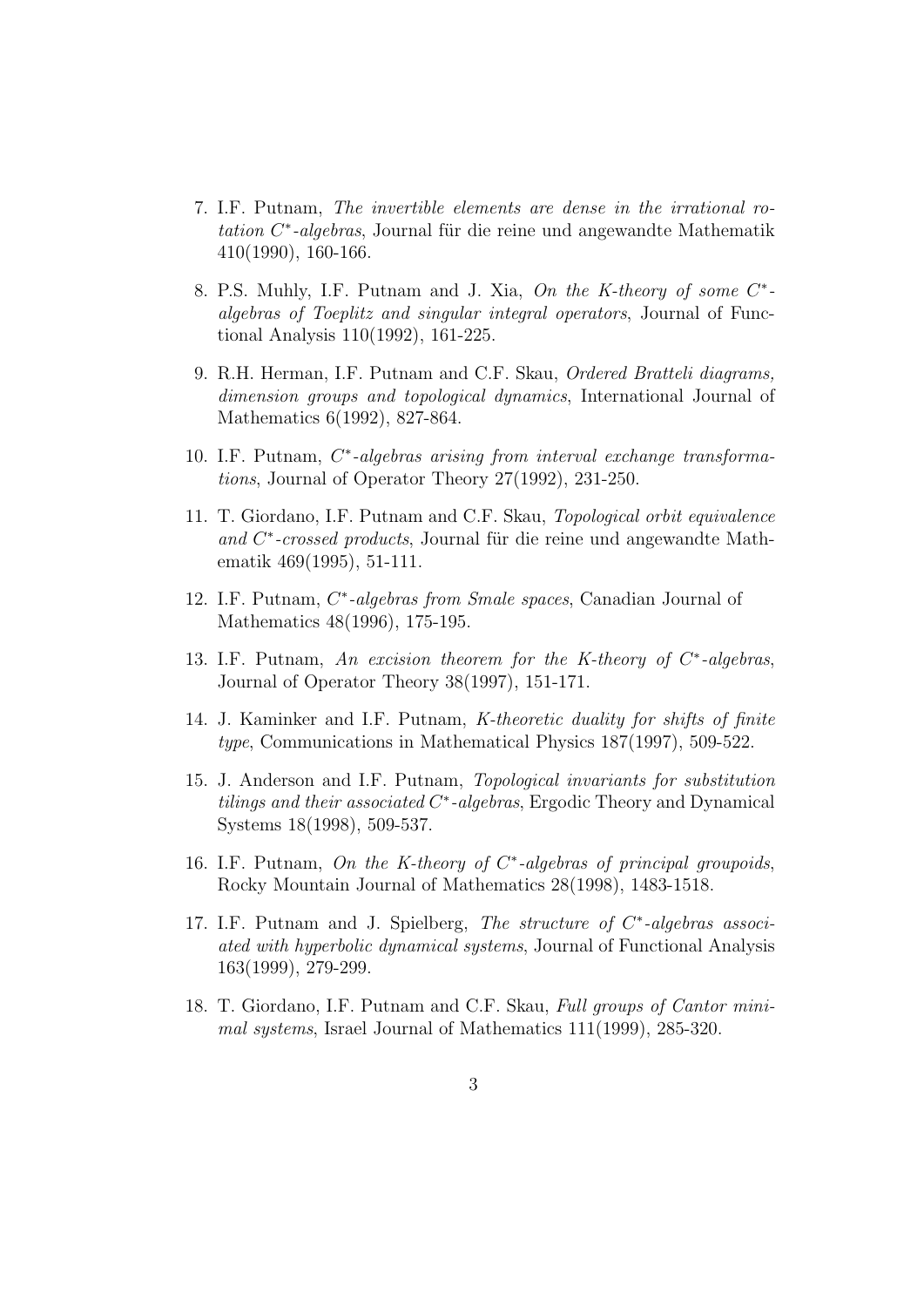7. I.F. Putnam, *The invertible elements are dense in the irrational rotation $C^*$-algebras*, Journal für die reine und angewandte Mathematik 410(1990), 160-166.

8. P.S. Muhly, I.F. Putnam and J. Xia, *On the K-theory of some $C^*$-algebras of Toeplitz and singular integral operators*, Journal of Functional Analysis 110(1992), 161-225.

9. R.H. Herman, I.F. Putnam and C.F. Skau, *Ordered Bratteli diagrams, dimension groups and topological dynamics*, International Journal of Mathematics 6(1992), 827-864.

10. I.F. Putnam, *$C^*$-algebras arising from interval exchange transformations*, Journal of Operator Theory 27(1992), 231-250.

11. T. Giordano, I.F. Putnam and C.F. Skau, *Topological orbit equivalence and $C^*$-crossed products*, Journal für die reine und angewandte Mathematik 469(1995), 51-111.

12. I.F. Putnam, *$C^*$-algebras from Smale spaces*, Canadian Journal of Mathematics 48(1996), 175-195.

13. I.F. Putnam, *An excision theorem for the K-theory of $C^*$-algebras*, Journal of Operator Theory 38(1997), 151-171.

14. J. Kaminker and I.F. Putnam, *K-theoretic duality for shifts of finite type*, Communications in Mathematical Physics 187(1997), 509-522.

15. J. Anderson and I.F. Putnam, *Topological invariants for substitution tilings and their associated $C^*$-algebras*, Ergodic Theory and Dynamical Systems 18(1998), 509-537.

16. I.F. Putnam, *On the K-theory of $C^*$-algebras of principal groupoids*, Rocky Mountain Journal of Mathematics 28(1998), 1483-1518.

17. I.F. Putnam and J. Spielberg, *The structure of $C^*$-algebras associated with hyperbolic dynamical systems*, Journal of Functional Analysis 163(1999), 279-299.

18. T. Giordano, I.F. Putnam and C.F. Skau, *Full groups of Cantor minimal systems*, Israel Journal of Mathematics 111(1999), 285-320.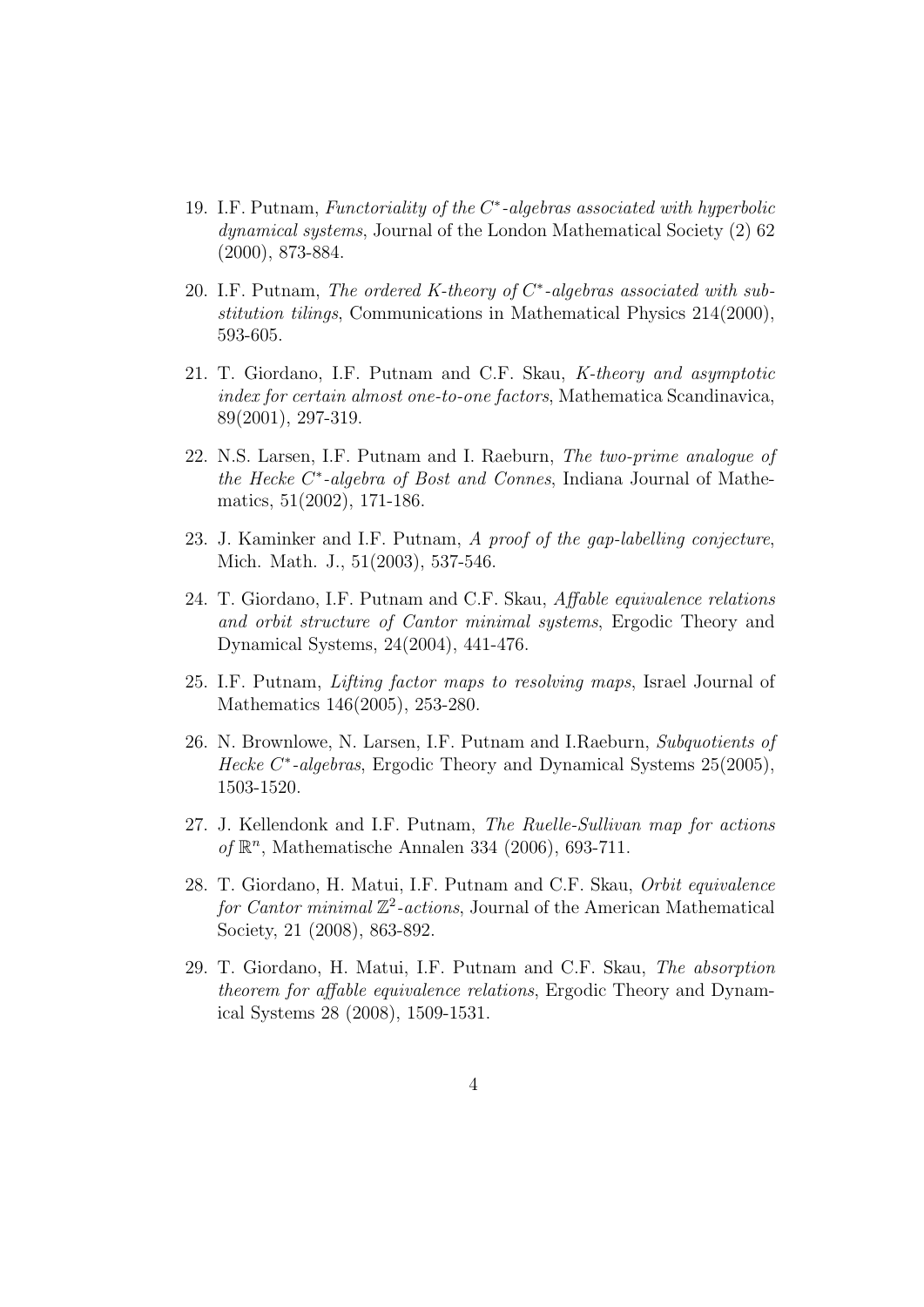19. I.F. Putnam, *Functoriality of the $C^*$-algebras associated with hyperbolic dynamical systems*, Journal of the London Mathematical Society (2) 62 (2000), 873-884.

20. I.F. Putnam, *The ordered K-theory of $C^*$-algebras associated with substitution tilings*, Communications in Mathematical Physics 214(2000), 593-605.

21. T. Giordano, I.F. Putnam and C.F. Skau, *K-theory and asymptotic index for certain almost one-to-one factors*, Mathematica Scandinavica, 89(2001), 297-319.

22. N.S. Larsen, I.F. Putnam and I. Raeburn, *The two-prime analogue of the Hecke $C^*$-algebra of Bost and Connes*, Indiana Journal of Mathematics, 51(2002), 171-186.

23. J. Kaminker and I.F. Putnam, *A proof of the gap-labelling conjecture*, Mich. Math. J., 51(2003), 537-546.

24. T. Giordano, I.F. Putnam and C.F. Skau, *Affable equivalence relations and orbit structure of Cantor minimal systems*, Ergodic Theory and Dynamical Systems, 24(2004), 441-476.

25. I.F. Putnam, *Lifting factor maps to resolving maps*, Israel Journal of Mathematics 146(2005), 253-280.

26. N. Brownlowe, N. Larsen, I.F. Putnam and I.Raeburn, *Subquotients of Hecke $C^*$-algebras*, Ergodic Theory and Dynamical Systems 25(2005), 1503-1520.

27. J. Kellendonk and I.F. Putnam, *The Ruelle-Sullivan map for actions of $\mathbb{R}^n$*, Mathematische Annalen 334 (2006), 693-711.

28. T. Giordano, H. Matui, I.F. Putnam and C.F. Skau, *Orbit equivalence for Cantor minimal $\mathbb{Z}^2$-actions*, Journal of the American Mathematical Society, 21 (2008), 863-892.

29. T. Giordano, H. Matui, I.F. Putnam and C.F. Skau, *The absorption theorem for affable equivalence relations*, Ergodic Theory and Dynamical Systems 28 (2008), 1509-1531.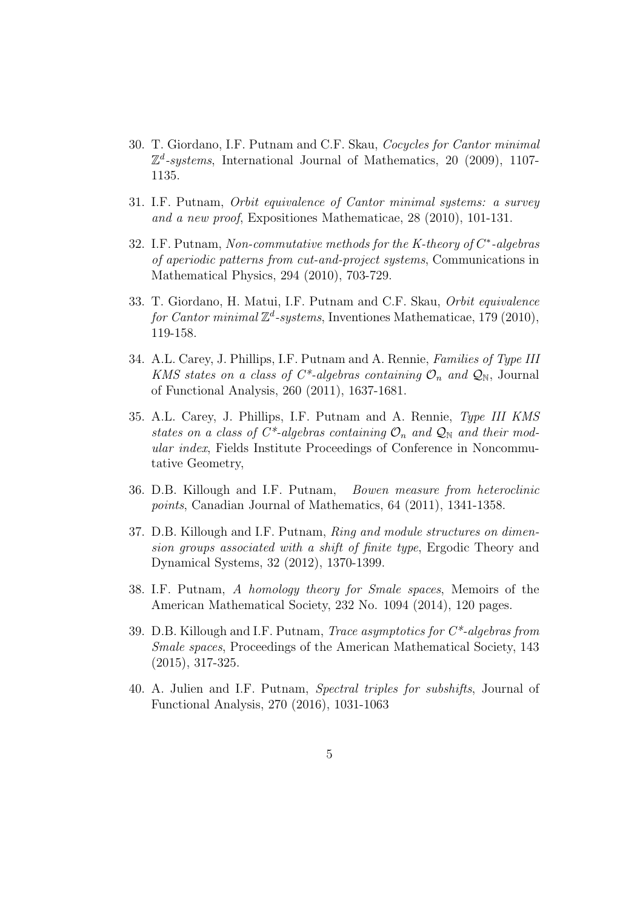30. T. Giordano, I.F. Putnam and C.F. Skau, *Cocycles for Cantor minimal* $\mathbb{Z}^d$*-systems*, International Journal of Mathematics, 20 (2009), 1107-1135.

31. I.F. Putnam, *Orbit equivalence of Cantor minimal systems: a survey and a new proof*, Expositiones Mathematicae, 28 (2010), 101-131.

32. I.F. Putnam, *Non-commutative methods for the K-theory of* $C^*$*-algebras of aperiodic patterns from cut-and-project systems*, Communications in Mathematical Physics, 294 (2010), 703-729.

33. T. Giordano, H. Matui, I.F. Putnam and C.F. Skau, *Orbit equivalence for Cantor minimal* $\mathbb{Z}^d$*-systems*, Inventiones Mathematicae, 179 (2010), 119-158.

34. A.L. Carey, J. Phillips, I.F. Putnam and A. Rennie, *Families of Type III KMS states on a class of* $C^*$*-algebras containing* $\mathcal{O}_n$ *and* $\mathcal{Q}_{\mathbb{N}}$, Journal of Functional Analysis, 260 (2011), 1637-1681.

35. A.L. Carey, J. Phillips, I.F. Putnam and A. Rennie, *Type III KMS states on a class of* $C^*$*-algebras containing* $\mathcal{O}_n$ *and* $\mathcal{Q}_{\mathbb{N}}$ *and their modular index*, Fields Institute Proceedings of Conference in Noncommutative Geometry,

36. D.B. Killough and I.F. Putnam, *Bowen measure from heteroclinic points*, Canadian Journal of Mathematics, 64 (2011), 1341-1358.

37. D.B. Killough and I.F. Putnam, *Ring and module structures on dimension groups associated with a shift of finite type*, Ergodic Theory and Dynamical Systems, 32 (2012), 1370-1399.

38. I.F. Putnam, *A homology theory for Smale spaces*, Memoirs of the American Mathematical Society, 232 No. 1094 (2014), 120 pages.

39. D.B. Killough and I.F. Putnam, *Trace asymptotics for* $C^*$*-algebras from Smale spaces*, Proceedings of the American Mathematical Society, 143 (2015), 317-325.

40. A. Julien and I.F. Putnam, *Spectral triples for subshifts*, Journal of Functional Analysis, 270 (2016), 1031-1063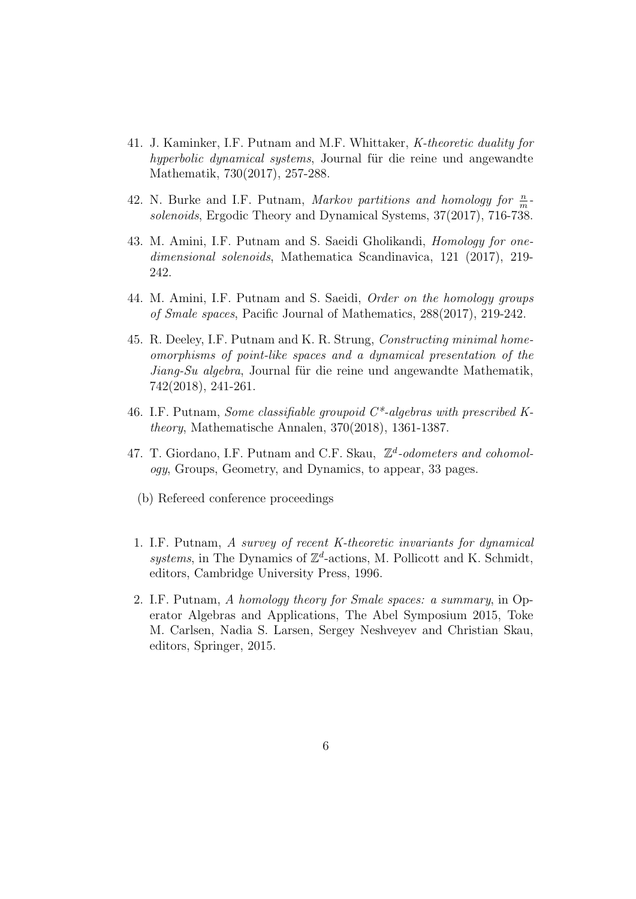41. J. Kaminker, I.F. Putnam and M.F. Whittaker, *K-theoretic duality for hyperbolic dynamical systems*, Journal für die reine und angewandte Mathematik, 730(2017), 257-288.

42. N. Burke and I.F. Putnam, *Markov partitions and homology for $\frac{n}{m}$-solenoids*, Ergodic Theory and Dynamical Systems, 37(2017), 716-738.

43. M. Amini, I.F. Putnam and S. Saeidi Gholikandi, *Homology for one-dimensional solenoids*, Mathematica Scandinavica, 121 (2017), 219-242.

44. M. Amini, I.F. Putnam and S. Saeidi, *Order on the homology groups of Smale spaces*, Pacific Journal of Mathematics, 288(2017), 219-242.

45. R. Deeley, I.F. Putnam and K. R. Strung, *Constructing minimal homeomorphisms of point-like spaces and a dynamical presentation of the Jiang-Su algebra*, Journal für die reine und angewandte Mathematik, 742(2018), 241-261.

46. I.F. Putnam, *Some classifiable groupoid C\*-algebras with prescribed K-theory*, Mathematische Annalen, 370(2018), 1361-1387.

47. T. Giordano, I.F. Putnam and C.F. Skau, *$\mathbb{Z}^d$-odometers and cohomology*, Groups, Geometry, and Dynamics, to appear, 33 pages.

(b) Refereed conference proceedings

1. I.F. Putnam, *A survey of recent K-theoretic invariants for dynamical systems*, in The Dynamics of $\mathbb{Z}^d$-actions, M. Pollicott and K. Schmidt, editors, Cambridge University Press, 1996.

2. I.F. Putnam, *A homology theory for Smale spaces: a summary*, in Operator Algebras and Applications, The Abel Symposium 2015, Toke M. Carlsen, Nadia S. Larsen, Sergey Neshveyev and Christian Skau, editors, Springer, 2015.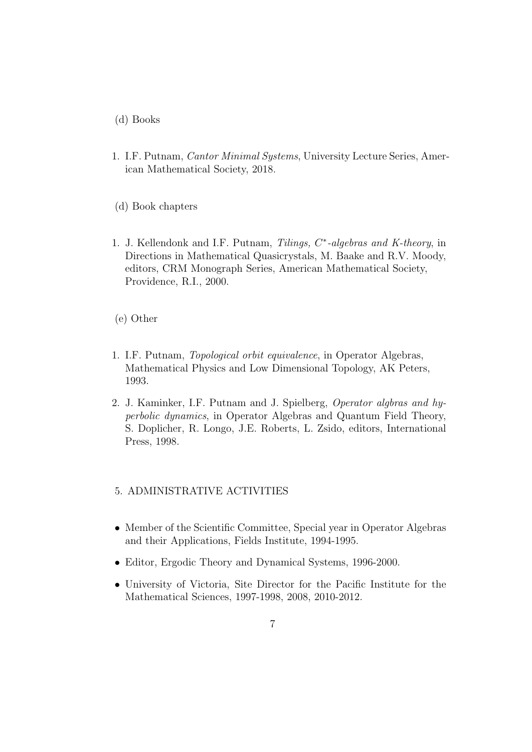(d) Books

1. I.F. Putnam, *Cantor Minimal Systems*, University Lecture Series, American Mathematical Society, 2018.

(d) Book chapters

1. J. Kellendonk and I.F. Putnam, *Tilings, $C^*$-algebras and K-theory*, in Directions in Mathematical Quasicrystals, M. Baake and R.V. Moody, editors, CRM Monograph Series, American Mathematical Society, Providence, R.I., 2000.

(e) Other

1. I.F. Putnam, *Topological orbit equivalence*, in Operator Algebras, Mathematical Physics and Low Dimensional Topology, AK Peters, 1993.
2. J. Kaminker, I.F. Putnam and J. Spielberg, *Operator algbras and hyperbolic dynamics*, in Operator Algebras and Quantum Field Theory, S. Doplicher, R. Longo, J.E. Roberts, L. Zsido, editors, International Press, 1998.

5. ADMINISTRATIVE ACTIVITIES

- Member of the Scientific Committee, Special year in Operator Algebras and their Applications, Fields Institute, 1994-1995.
- Editor, Ergodic Theory and Dynamical Systems, 1996-2000.
- University of Victoria, Site Director for the Pacific Institute for the Mathematical Sciences, 1997-1998, 2008, 2010-2012.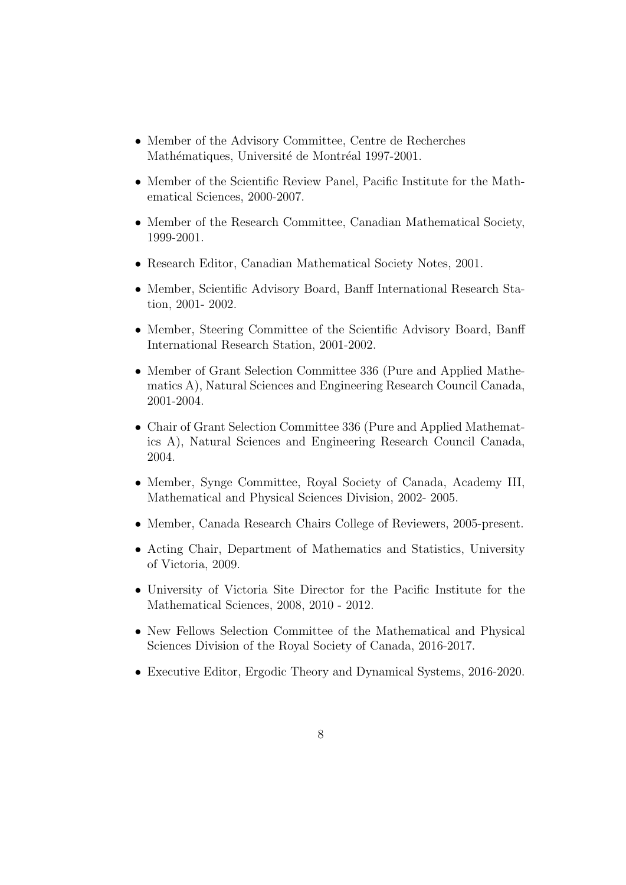- Member of the Advisory Committee, Centre de Recherches Mathématiques, Université de Montréal 1997-2001.
- Member of the Scientific Review Panel, Pacific Institute for the Mathematical Sciences, 2000-2007.
- Member of the Research Committee, Canadian Mathematical Society, 1999-2001.
- Research Editor, Canadian Mathematical Society Notes, 2001.
- Member, Scientific Advisory Board, Banff International Research Station, 2001- 2002.
- Member, Steering Committee of the Scientific Advisory Board, Banff International Research Station, 2001-2002.
- Member of Grant Selection Committee 336 (Pure and Applied Mathematics A), Natural Sciences and Engineering Research Council Canada, 2001-2004.
- Chair of Grant Selection Committee 336 (Pure and Applied Mathematics A), Natural Sciences and Engineering Research Council Canada, 2004.
- Member, Synge Committee, Royal Society of Canada, Academy III, Mathematical and Physical Sciences Division, 2002- 2005.
- Member, Canada Research Chairs College of Reviewers, 2005-present.
- Acting Chair, Department of Mathematics and Statistics, University of Victoria, 2009.
- University of Victoria Site Director for the Pacific Institute for the Mathematical Sciences, 2008, 2010 - 2012.
- New Fellows Selection Committee of the Mathematical and Physical Sciences Division of the Royal Society of Canada, 2016-2017.
- Executive Editor, Ergodic Theory and Dynamical Systems, 2016-2020.